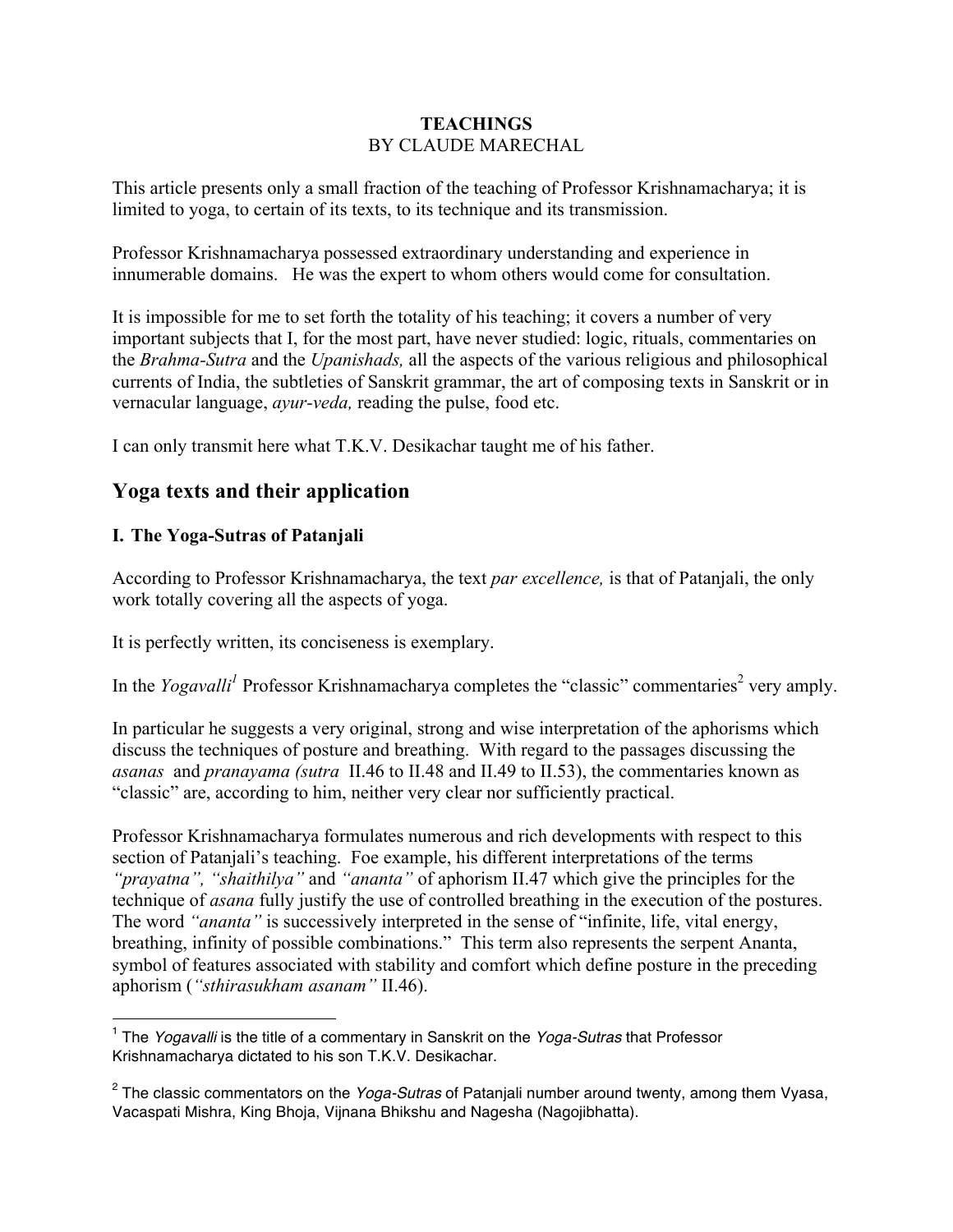**TEACHINGS**
BY CLAUDE MARECHAL

This article presents only a small fraction of the teaching of Professor Krishnamacharya; it is limited to yoga, to certain of its texts, to its technique and its transmission.

Professor Krishnamacharya possessed extraordinary understanding and experience in innumerable domains. He was the expert to whom others would come for consultation.

It is impossible for me to set forth the totality of his teaching; it covers a number of very important subjects that I, for the most part, have never studied: logic, rituals, commentaries on the *Brahma-Sutra* and the *Upanishads,* all the aspects of the various religious and philosophical currents of India, the subtleties of Sanskrit grammar, the art of composing texts in Sanskrit or in vernacular language, *ayur-veda,* reading the pulse, food etc.

I can only transmit here what T.K.V. Desikachar taught me of his father.

## Yoga texts and their application

### I. The Yoga-Sutras of Patanjali

According to Professor Krishnamacharya, the text *par excellence,* is that of Patanjali, the only work totally covering all the aspects of yoga.

It is perfectly written, its conciseness is exemplary.

In the *Yogavalli*[1] Professor Krishnamacharya completes the "classic" commentaries[2] very amply.

In particular he suggests a very original, strong and wise interpretation of the aphorisms which discuss the techniques of posture and breathing. With regard to the passages discussing the *asanas* and *pranayama (sutra* II.46 to II.48 and II.49 to II.53), the commentaries known as "classic" are, according to him, neither very clear nor sufficiently practical.

Professor Krishnamacharya formulates numerous and rich developments with respect to this section of Patanjali's teaching. Foe example, his different interpretations of the terms *"prayatna", "shaithilya"* and *"ananta"* of aphorism II.47 which give the principles for the technique of *asana* fully justify the use of controlled breathing in the execution of the postures. The word *"ananta"* is successively interpreted in the sense of "infinite, life, vital energy, breathing, infinity of possible combinations." This term also represents the serpent Ananta, symbol of features associated with stability and comfort which define posture in the preceding aphorism (*"sthirasukham asanam"* II.46).

---

[1] The *Yogavalli* is the title of a commentary in Sanskrit on the *Yoga-Sutras* that Professor Krishnamacharya dictated to his son T.K.V. Desikachar.

[2] The classic commentators on the *Yoga-Sutras* of Patanjali number around twenty, among them Vyasa, Vacaspati Mishra, King Bhoja, Vijnana Bhikshu and Nagesha (Nagojibhatta).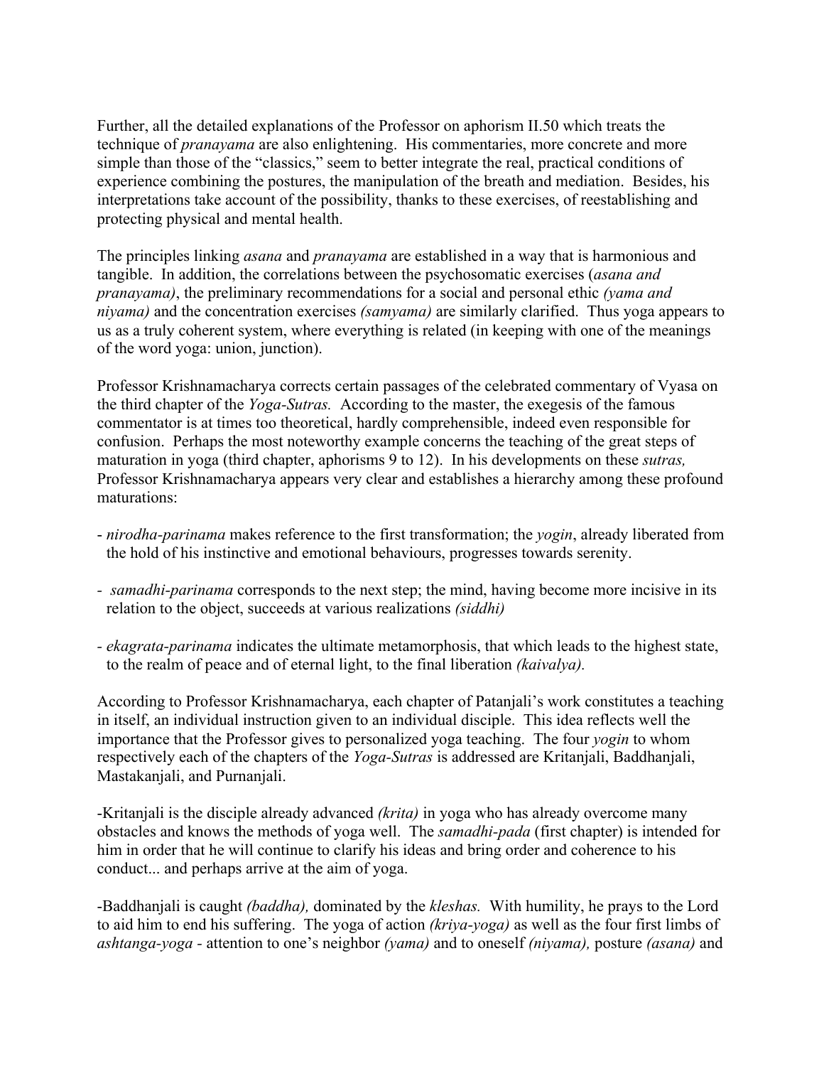Further, all the detailed explanations of the Professor on aphorism II.50 which treats the technique of *pranayama* are also enlightening. His commentaries, more concrete and more simple than those of the "classics," seem to better integrate the real, practical conditions of experience combining the postures, the manipulation of the breath and mediation. Besides, his interpretations take account of the possibility, thanks to these exercises, of reestablishing and protecting physical and mental health.

The principles linking *asana* and *pranayama* are established in a way that is harmonious and tangible. In addition, the correlations between the psychosomatic exercises (*asana and pranayama*), the preliminary recommendations for a social and personal ethic *(yama and niyama)* and the concentration exercises *(samyama)* are similarly clarified. Thus yoga appears to us as a truly coherent system, where everything is related (in keeping with one of the meanings of the word yoga: union, junction).

Professor Krishnamacharya corrects certain passages of the celebrated commentary of Vyasa on the third chapter of the *Yoga-Sutras.* According to the master, the exegesis of the famous commentator is at times too theoretical, hardly comprehensible, indeed even responsible for confusion. Perhaps the most noteworthy example concerns the teaching of the great steps of maturation in yoga (third chapter, aphorisms 9 to 12). In his developments on these *sutras,* Professor Krishnamacharya appears very clear and establishes a hierarchy among these profound maturations:

- *nirodha-parinama* makes reference to the first transformation; the *yogin*, already liberated from the hold of his instinctive and emotional behaviours, progresses towards serenity.

- *samadhi-parinama* corresponds to the next step; the mind, having become more incisive in its relation to the object, succeeds at various realizations *(siddhi)*

- *ekagrata-parinama* indicates the ultimate metamorphosis, that which leads to the highest state, to the realm of peace and of eternal light, to the final liberation *(kaivalya).*

According to Professor Krishnamacharya, each chapter of Patanjali's work constitutes a teaching in itself, an individual instruction given to an individual disciple. This idea reflects well the importance that the Professor gives to personalized yoga teaching. The four *yogin* to whom respectively each of the chapters of the *Yoga-Sutras* is addressed are Kritanjali, Baddhanjali, Mastakanjali, and Purnanjali.

-Kritanjali is the disciple already advanced *(krita)* in yoga who has already overcome many obstacles and knows the methods of yoga well. The *samadhi-pada* (first chapter) is intended for him in order that he will continue to clarify his ideas and bring order and coherence to his conduct... and perhaps arrive at the aim of yoga.

-Baddhanjali is caught *(baddha),* dominated by the *kleshas.* With humility, he prays to the Lord to aid him to end his suffering. The yoga of action *(kriya-yoga)* as well as the four first limbs of *ashtanga-yoga* - attention to one's neighbor *(yama)* and to oneself *(niyama),* posture *(asana)* and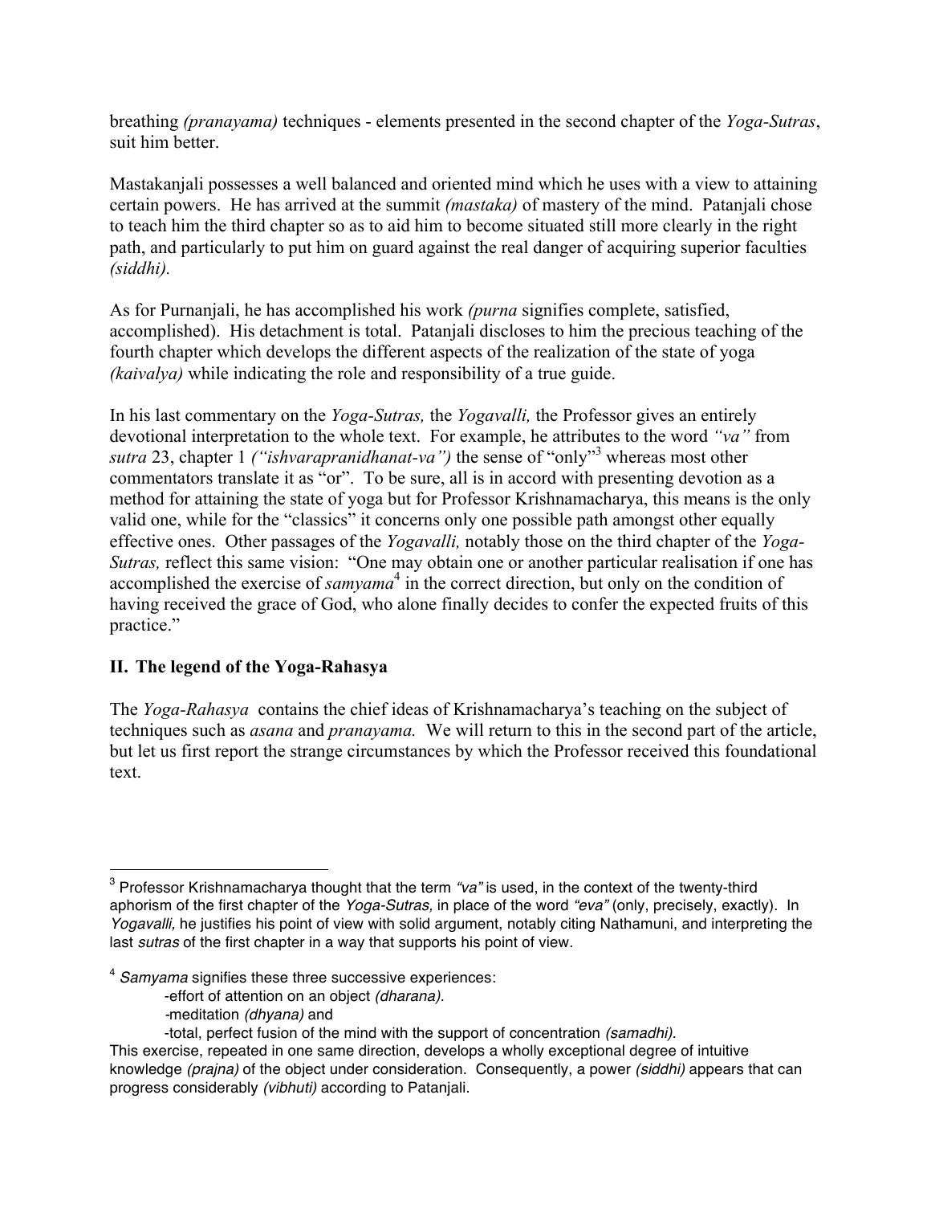breathing *(pranayama)* techniques - elements presented in the second chapter of the *Yoga-Sutras*, suit him better.

Mastakanjali possesses a well balanced and oriented mind which he uses with a view to attaining certain powers. He has arrived at the summit *(mastaka)* of mastery of the mind. Patanjali chose to teach him the third chapter so as to aid him to become situated still more clearly in the right path, and particularly to put him on guard against the real danger of acquiring superior faculties *(siddhi).*

As for Purnanjali, he has accomplished his work *(purna* signifies complete, satisfied, accomplished). His detachment is total. Patanjali discloses to him the precious teaching of the fourth chapter which develops the different aspects of the realization of the state of yoga *(kaivalya)* while indicating the role and responsibility of a true guide.

In his last commentary on the *Yoga-Sutras,* the *Yogavalli,* the Professor gives an entirely devotional interpretation to the whole text. For example, he attributes to the word *"va"* from *sutra* 23, chapter 1 *("ishvarapranidhanat-va")* the sense of "only"[3] whereas most other commentators translate it as "or". To be sure, all is in accord with presenting devotion as a method for attaining the state of yoga but for Professor Krishnamacharya, this means is the only valid one, while for the "classics" it concerns only one possible path amongst other equally effective ones. Other passages of the *Yogavalli,* notably those on the third chapter of the *Yoga-Sutras,* reflect this same vision: "One may obtain one or another particular realisation if one has accomplished the exercise of *samyama*[4] in the correct direction, but only on the condition of having received the grace of God, who alone finally decides to confer the expected fruits of this practice."

## II. The legend of the Yoga-Rahasya

The *Yoga-Rahasya* contains the chief ideas of Krishnamacharya's teaching on the subject of techniques such as *asana* and *pranayama.* We will return to this in the second part of the article, but let us first report the strange circumstances by which the Professor received this foundational text.

---

[3] Professor Krishnamacharya thought that the term *"va"* is used, in the context of the twenty-third aphorism of the first chapter of the *Yoga-Sutras,* in place of the word *"eva"* (only, precisely, exactly). In *Yogavalli,* he justifies his point of view with solid argument, notably citing Nathamuni, and interpreting the last *sutras* of the first chapter in a way that supports his point of view.

[4] *Samyama* signifies these three successive experiences:

- effort of attention on an object *(dharana).*
- meditation *(dhyana)* and
- total, perfect fusion of the mind with the support of concentration *(samadhi).*

This exercise, repeated in one same direction, develops a wholly exceptional degree of intuitive knowledge *(prajna)* of the object under consideration. Consequently, a power *(siddhi)* appears that can progress considerably *(vibhuti)* according to Patanjali.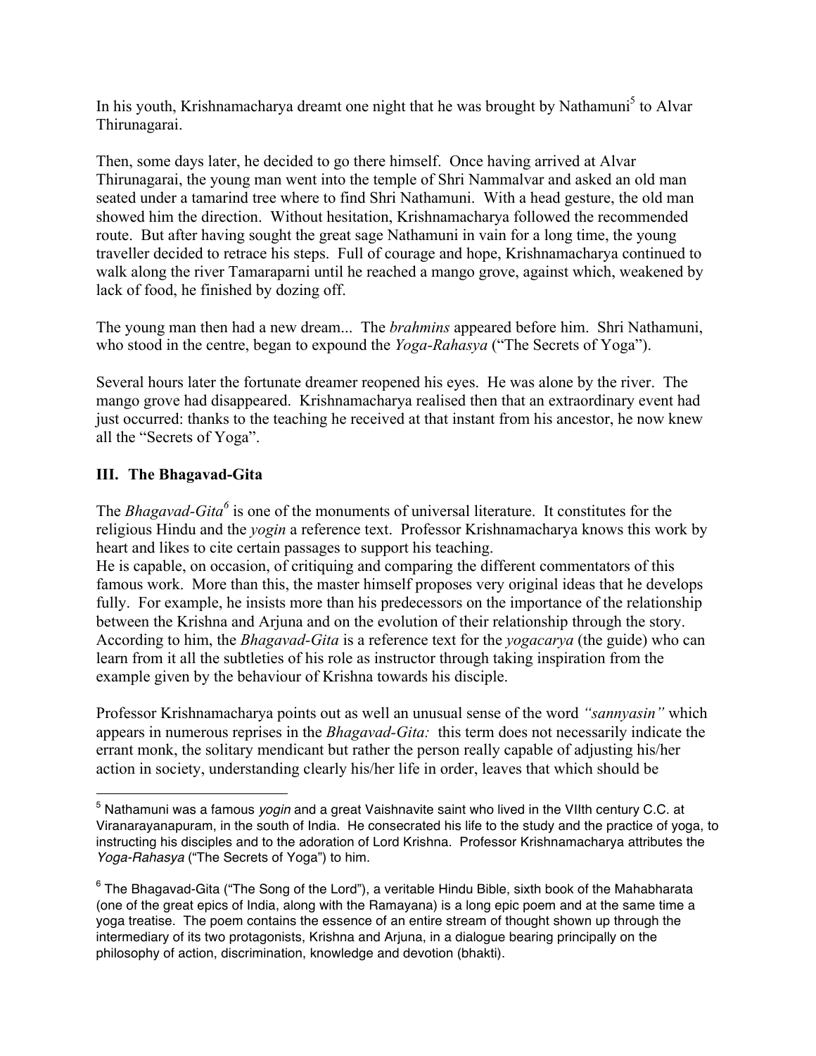In his youth, Krishnamacharya dreamt one night that he was brought by Nathamuni[5] to Alvar Thirunagarai.

Then, some days later, he decided to go there himself. Once having arrived at Alvar Thirunagarai, the young man went into the temple of Shri Nammalvar and asked an old man seated under a tamarind tree where to find Shri Nathamuni. With a head gesture, the old man showed him the direction. Without hesitation, Krishnamacharya followed the recommended route. But after having sought the great sage Nathamuni in vain for a long time, the young traveller decided to retrace his steps. Full of courage and hope, Krishnamacharya continued to walk along the river Tamaraparni until he reached a mango grove, against which, weakened by lack of food, he finished by dozing off.

The young man then had a new dream... The *brahmins* appeared before him. Shri Nathamuni, who stood in the centre, began to expound the *Yoga-Rahasya* ("The Secrets of Yoga").

Several hours later the fortunate dreamer reopened his eyes. He was alone by the river. The mango grove had disappeared. Krishnamacharya realised then that an extraordinary event had just occurred: thanks to the teaching he received at that instant from his ancestor, he now knew all the "Secrets of Yoga".

## III. The Bhagavad-Gita

The *Bhagavad-Gita*[6] is one of the monuments of universal literature. It constitutes for the religious Hindu and the *yogin* a reference text. Professor Krishnamacharya knows this work by heart and likes to cite certain passages to support his teaching.
He is capable, on occasion, of critiquing and comparing the different commentators of this famous work. More than this, the master himself proposes very original ideas that he develops fully. For example, he insists more than his predecessors on the importance of the relationship between the Krishna and Arjuna and on the evolution of their relationship through the story. According to him, the *Bhagavad-Gita* is a reference text for the *yogacarya* (the guide) who can learn from it all the subtleties of his role as instructor through taking inspiration from the example given by the behaviour of Krishna towards his disciple.

Professor Krishnamacharya points out as well an unusual sense of the word *"sannyasin"* which appears in numerous reprises in the *Bhagavad-Gita:* this term does not necessarily indicate the errant monk, the solitary mendicant but rather the person really capable of adjusting his/her action in society, understanding clearly his/her life in order, leaves that which should be

---

[5] Nathamuni was a famous *yogin* and a great Vaishnavite saint who lived in the VIIth century C.C. at Viranarayanapuram, in the south of India. He consecrated his life to the study and the practice of yoga, to instructing his disciples and to the adoration of Lord Krishna. Professor Krishnamacharya attributes the *Yoga-Rahasya* ("The Secrets of Yoga") to him.

[6] The Bhagavad-Gita ("The Song of the Lord"), a veritable Hindu Bible, sixth book of the Mahabharata (one of the great epics of India, along with the Ramayana) is a long epic poem and at the same time a yoga treatise. The poem contains the essence of an entire stream of thought shown up through the intermediary of its two protagonists, Krishna and Arjuna, in a dialogue bearing principally on the philosophy of action, discrimination, knowledge and devotion (bhakti).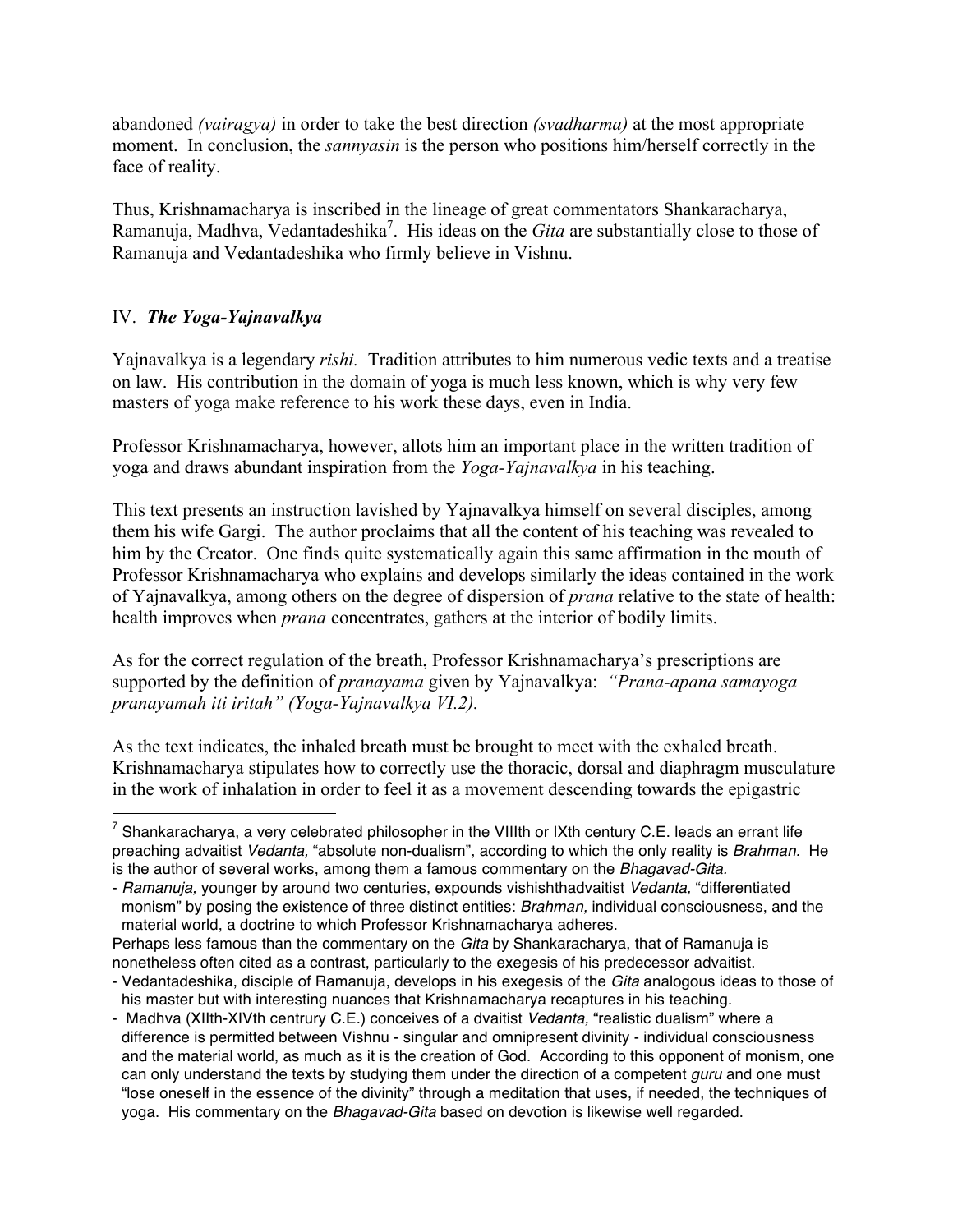abandoned *(vairagya)* in order to take the best direction *(svadharma)* at the most appropriate moment. In conclusion, the *sannyasin* is the person who positions him/herself correctly in the face of reality.

Thus, Krishnamacharya is inscribed in the lineage of great commentators Shankaracharya, Ramanuja, Madhva, Vedantadeshika[7]. His ideas on the *Gita* are substantially close to those of Ramanuja and Vedantadeshika who firmly believe in Vishnu.

## IV. *The Yoga-Yajnavalkya*

Yajnavalkya is a legendary *rishi.* Tradition attributes to him numerous vedic texts and a treatise on law. His contribution in the domain of yoga is much less known, which is why very few masters of yoga make reference to his work these days, even in India.

Professor Krishnamacharya, however, allots him an important place in the written tradition of yoga and draws abundant inspiration from the *Yoga-Yajnavalkya* in his teaching.

This text presents an instruction lavished by Yajnavalkya himself on several disciples, among them his wife Gargi. The author proclaims that all the content of his teaching was revealed to him by the Creator. One finds quite systematically again this same affirmation in the mouth of Professor Krishnamacharya who explains and develops similarly the ideas contained in the work of Yajnavalkya, among others on the degree of dispersion of *prana* relative to the state of health: health improves when *prana* concentrates, gathers at the interior of bodily limits.

As for the correct regulation of the breath, Professor Krishnamacharya's prescriptions are supported by the definition of *pranayama* given by Yajnavalkya: *"Prana-apana samayoga pranayamah iti iritah" (Yoga-Yajnavalkya VI.2).*

As the text indicates, the inhaled breath must be brought to meet with the exhaled breath. Krishnamacharya stipulates how to correctly use the thoracic, dorsal and diaphragm musculature in the work of inhalation in order to feel it as a movement descending towards the epigastric

---

[7] Shankaracharya, a very celebrated philosopher in the VIIIth or IXth century C.E. leads an errant life preaching advaitist *Vedanta,* "absolute non-dualism", according to which the only reality is *Brahman.* He is the author of several works, among them a famous commentary on the *Bhagavad-Gita.*

- *Ramanuja,* younger by around two centuries, expounds vishishthadvaitist *Vedanta,* "differentiated monism" by posing the existence of three distinct entities: *Brahman,* individual consciousness, and the material world, a doctrine to which Professor Krishnamacharya adheres.

Perhaps less famous than the commentary on the *Gita* by Shankaracharya, that of Ramanuja is nonetheless often cited as a contrast, particularly to the exegesis of his predecessor advaitist.

- Vedantadeshika, disciple of Ramanuja, develops in his exegesis of the *Gita* analogous ideas to those of his master but with interesting nuances that Krishnamacharya recaptures in his teaching.
- Madhva (XIIth-XIVth centrury C.E.) conceives of a dvaitist *Vedanta,* "realistic dualism" where a difference is permitted between Vishnu - singular and omnipresent divinity - individual consciousness and the material world, as much as it is the creation of God. According to this opponent of monism, one can only understand the texts by studying them under the direction of a competent *guru* and one must "lose oneself in the essence of the divinity" through a meditation that uses, if needed, the techniques of yoga. His commentary on the *Bhagavad-Gita* based on devotion is likewise well regarded.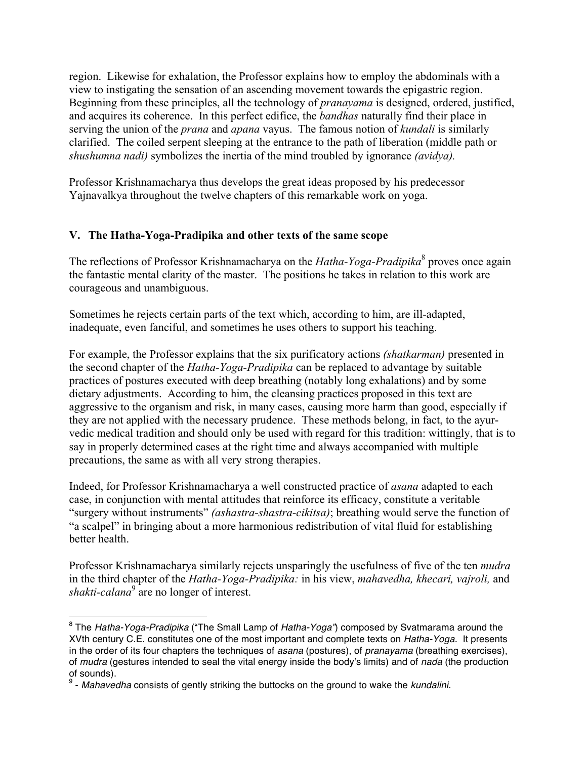region. Likewise for exhalation, the Professor explains how to employ the abdominals with a view to instigating the sensation of an ascending movement towards the epigastric region. Beginning from these principles, all the technology of *pranayama* is designed, ordered, justified, and acquires its coherence. In this perfect edifice, the *bandhas* naturally find their place in serving the union of the *prana* and *apana* vayus. The famous notion of *kundali* is similarly clarified. The coiled serpent sleeping at the entrance to the path of liberation (middle path or *shushumna nadi)* symbolizes the inertia of the mind troubled by ignorance *(avidya).*

Professor Krishnamacharya thus develops the great ideas proposed by his predecessor Yajnavalkya throughout the twelve chapters of this remarkable work on yoga.

## V. The Hatha-Yoga-Pradipika and other texts of the same scope

The reflections of Professor Krishnamacharya on the *Hatha-Yoga-Pradipika*[8] proves once again the fantastic mental clarity of the master. The positions he takes in relation to this work are courageous and unambiguous.

Sometimes he rejects certain parts of the text which, according to him, are ill-adapted, inadequate, even fanciful, and sometimes he uses others to support his teaching.

For example, the Professor explains that the six purificatory actions *(shatkarman)* presented in the second chapter of the *Hatha-Yoga-Pradipika* can be replaced to advantage by suitable practices of postures executed with deep breathing (notably long exhalations) and by some dietary adjustments. According to him, the cleansing practices proposed in this text are aggressive to the organism and risk, in many cases, causing more harm than good, especially if they are not applied with the necessary prudence. These methods belong, in fact, to the ayur-vedic medical tradition and should only be used with regard for this tradition: wittingly, that is to say in properly determined cases at the right time and always accompanied with multiple precautions, the same as with all very strong therapies.

Indeed, for Professor Krishnamacharya a well constructed practice of *asana* adapted to each case, in conjunction with mental attitudes that reinforce its efficacy, constitute a veritable "surgery without instruments" *(ashastra-shastra-cikitsa)*; breathing would serve the function of "a scalpel" in bringing about a more harmonious redistribution of vital fluid for establishing better health.

Professor Krishnamacharya similarly rejects unsparingly the usefulness of five of the ten *mudra* in the third chapter of the *Hatha-Yoga-Pradipika:* in his view, *mahavedha, khecari, vajroli,* and *shakti-calana*[9] are no longer of interest.

---

[8] The *Hatha-Yoga-Pradipika* ("The Small Lamp of *Hatha-Yoga"*) composed by Svatmarama around the XVth century C.E. constitutes one of the most important and complete texts on *Hatha-Yoga.* It presents in the order of its four chapters the techniques of *asana* (postures), of *pranayama* (breathing exercises), of *mudra* (gestures intended to seal the vital energy inside the body's limits) and of *nada* (the production of sounds).

[9] - *Mahavedha* consists of gently striking the buttocks on the ground to wake the *kundalini.*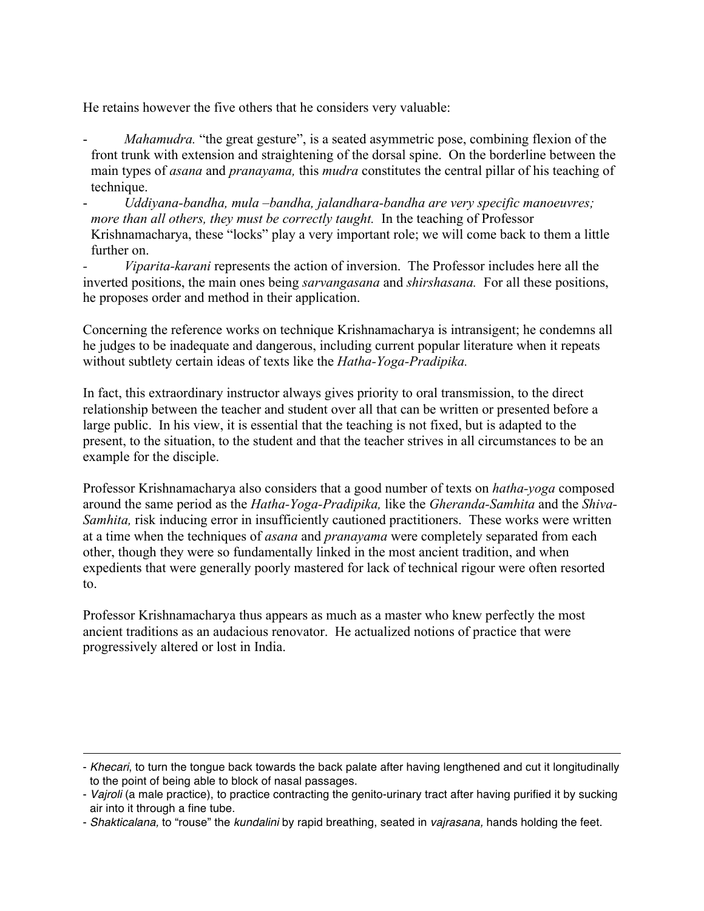He retains however the five others that he considers very valuable:

- *Mahamudra.* "the great gesture", is a seated asymmetric pose, combining flexion of the front trunk with extension and straightening of the dorsal spine. On the borderline between the main types of *asana* and *pranayama,* this *mudra* constitutes the central pillar of his teaching of technique.
- *Uddiyana-bandha, mula –bandha, jalandhara-bandha are very specific manoeuvres; more than all others, they must be correctly taught.* In the teaching of Professor Krishnamacharya, these "locks" play a very important role; we will come back to them a little further on.
- *Viparita-karani* represents the action of inversion. The Professor includes here all the inverted positions, the main ones being *sarvangasana* and *shirshasana.* For all these positions, he proposes order and method in their application.

Concerning the reference works on technique Krishnamacharya is intransigent; he condemns all he judges to be inadequate and dangerous, including current popular literature when it repeats without subtlety certain ideas of texts like the *Hatha-Yoga-Pradipika.*

In fact, this extraordinary instructor always gives priority to oral transmission, to the direct relationship between the teacher and student over all that can be written or presented before a large public. In his view, it is essential that the teaching is not fixed, but is adapted to the present, to the situation, to the student and that the teacher strives in all circumstances to be an example for the disciple.

Professor Krishnamacharya also considers that a good number of texts on *hatha-yoga* composed around the same period as the *Hatha-Yoga-Pradipika,* like the *Gheranda-Samhita* and the *Shiva-Samhita,* risk inducing error in insufficiently cautioned practitioners. These works were written at a time when the techniques of *asana* and *pranayama* were completely separated from each other, though they were so fundamentally linked in the most ancient tradition, and when expedients that were generally poorly mastered for lack of technical rigour were often resorted to.

Professor Krishnamacharya thus appears as much as a master who knew perfectly the most ancient traditions as an audacious renovator. He actualized notions of practice that were progressively altered or lost in India.

---

- *Khecari*, to turn the tongue back towards the back palate after having lengthened and cut it longitudinally to the point of being able to block of nasal passages.
- *Vajroli* (a male practice), to practice contracting the genito-urinary tract after having purified it by sucking air into it through a fine tube.
- *Shakticalana,* to "rouse" the *kundalini* by rapid breathing, seated in *vajrasana,* hands holding the feet.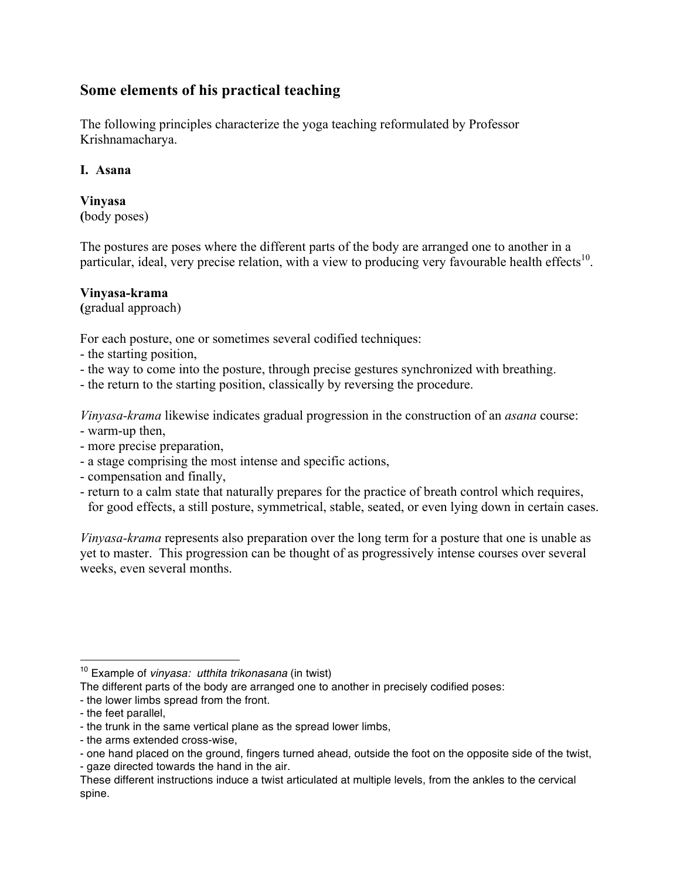## Some elements of his practical teaching

The following principles characterize the yoga teaching reformulated by Professor Krishnamacharya.

### I. Asana

**Vinyasa**
**(**body poses)

The postures are poses where the different parts of the body are arranged one to another in a particular, ideal, very precise relation, with a view to producing very favourable health effects[10].

**Vinyasa-krama**
**(**gradual approach)

For each posture, one or sometimes several codified techniques:
- the starting position,
- the way to come into the posture, through precise gestures synchronized with breathing.
- the return to the starting position, classically by reversing the procedure.

*Vinyasa-krama* likewise indicates gradual progression in the construction of an *asana* course:
- warm-up then,
- more precise preparation,
- a stage comprising the most intense and specific actions,
- compensation and finally,
- return to a calm state that naturally prepares for the practice of breath control which requires, for good effects, a still posture, symmetrical, stable, seated, or even lying down in certain cases.

*Vinyasa-krama* represents also preparation over the long term for a posture that one is unable as yet to master. This progression can be thought of as progressively intense courses over several weeks, even several months.

---

[10] Example of *vinyasa: utthita trikonasana* (in twist)
The different parts of the body are arranged one to another in precisely codified poses:
- the lower limbs spread from the front.
- the feet parallel,
- the trunk in the same vertical plane as the spread lower limbs,
- the arms extended cross-wise,
- one hand placed on the ground, fingers turned ahead, outside the foot on the opposite side of the twist,
- gaze directed towards the hand in the air.

These different instructions induce a twist articulated at multiple levels, from the ankles to the cervical spine.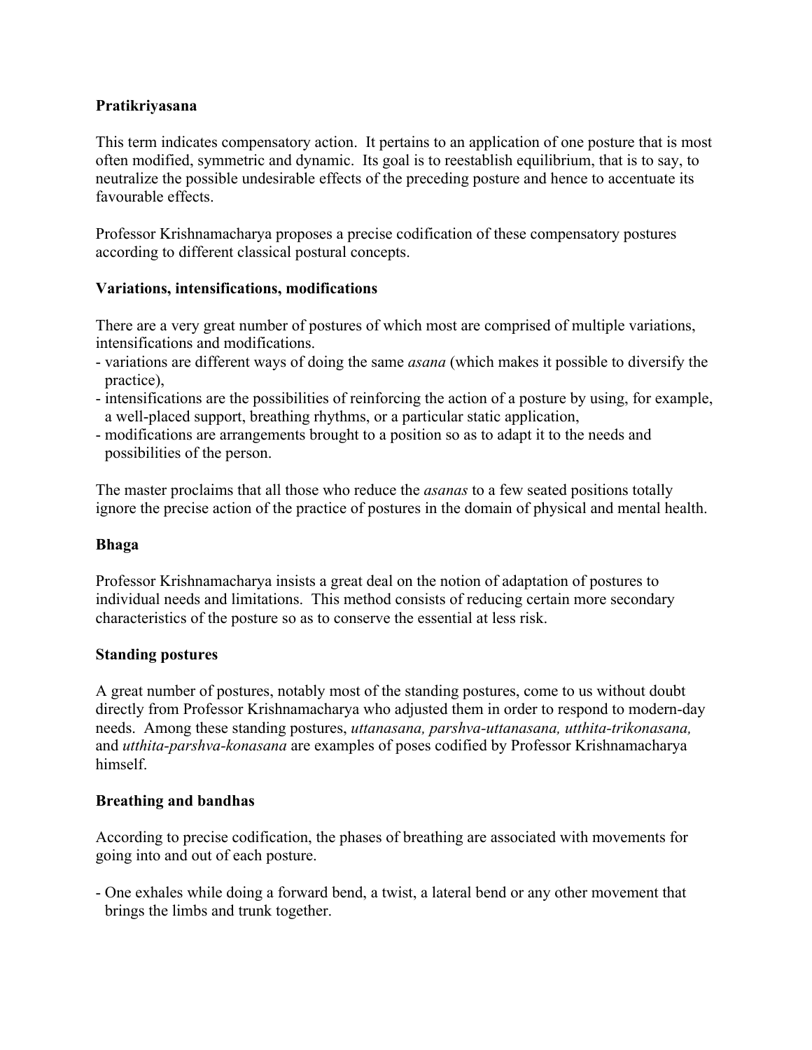**Pratikriyasana**

This term indicates compensatory action. It pertains to an application of one posture that is most often modified, symmetric and dynamic. Its goal is to reestablish equilibrium, that is to say, to neutralize the possible undesirable effects of the preceding posture and hence to accentuate its favourable effects.

Professor Krishnamacharya proposes a precise codification of these compensatory postures according to different classical postural concepts.

**Variations, intensifications, modifications**

There are a very great number of postures of which most are comprised of multiple variations, intensifications and modifications.

- variations are different ways of doing the same *asana* (which makes it possible to diversify the practice),
- intensifications are the possibilities of reinforcing the action of a posture by using, for example, a well-placed support, breathing rhythms, or a particular static application,
- modifications are arrangements brought to a position so as to adapt it to the needs and possibilities of the person.

The master proclaims that all those who reduce the *asanas* to a few seated positions totally ignore the precise action of the practice of postures in the domain of physical and mental health.

**Bhaga**

Professor Krishnamacharya insists a great deal on the notion of adaptation of postures to individual needs and limitations. This method consists of reducing certain more secondary characteristics of the posture so as to conserve the essential at less risk.

**Standing postures**

A great number of postures, notably most of the standing postures, come to us without doubt directly from Professor Krishnamacharya who adjusted them in order to respond to modern-day needs. Among these standing postures, *uttanasana, parshva-uttanasana, utthita-trikonasana,* and *utthita-parshva-konasana* are examples of poses codified by Professor Krishnamacharya himself.

**Breathing and bandhas**

According to precise codification, the phases of breathing are associated with movements for going into and out of each posture.

- One exhales while doing a forward bend, a twist, a lateral bend or any other movement that brings the limbs and trunk together.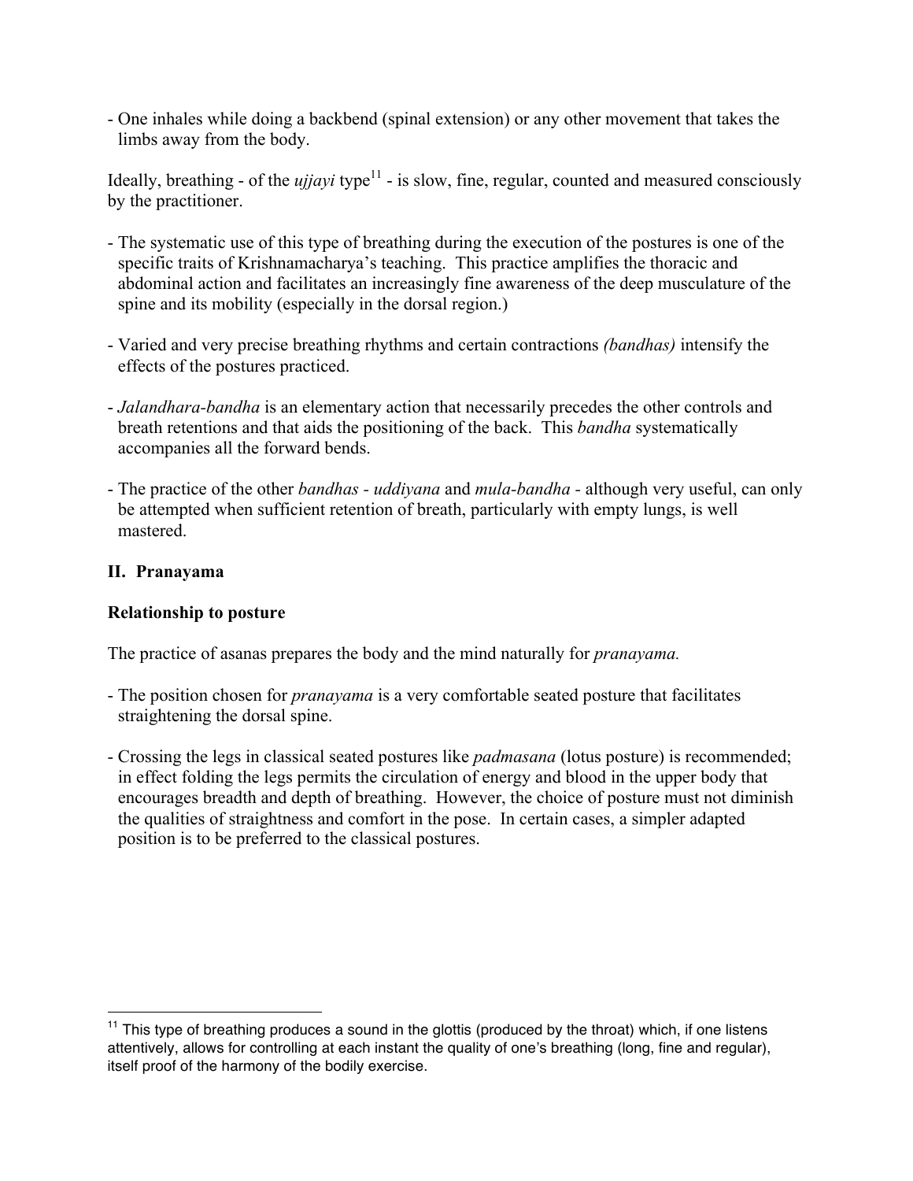- One inhales while doing a backbend (spinal extension) or any other movement that takes the limbs away from the body.

Ideally, breathing - of the *ujjayi* type[11] - is slow, fine, regular, counted and measured consciously by the practitioner.

- The systematic use of this type of breathing during the execution of the postures is one of the specific traits of Krishnamacharya's teaching. This practice amplifies the thoracic and abdominal action and facilitates an increasingly fine awareness of the deep musculature of the spine and its mobility (especially in the dorsal region.)

- Varied and very precise breathing rhythms and certain contractions *(bandhas)* intensify the effects of the postures practiced.

- *Jalandhara-bandha* is an elementary action that necessarily precedes the other controls and breath retentions and that aids the positioning of the back. This *bandha* systematically accompanies all the forward bends.

- The practice of the other *bandhas - uddiyana* and *mula-bandha -* although very useful, can only be attempted when sufficient retention of breath, particularly with empty lungs, is well mastered.

## II. Pranayama

### Relationship to posture

The practice of asanas prepares the body and the mind naturally for *pranayama.*

- The position chosen for *pranayama* is a very comfortable seated posture that facilitates straightening the dorsal spine.

- Crossing the legs in classical seated postures like *padmasana* (lotus posture) is recommended; in effect folding the legs permits the circulation of energy and blood in the upper body that encourages breadth and depth of breathing. However, the choice of posture must not diminish the qualities of straightness and comfort in the pose. In certain cases, a simpler adapted position is to be preferred to the classical postures.

---

[11] This type of breathing produces a sound in the glottis (produced by the throat) which, if one listens attentively, allows for controlling at each instant the quality of one's breathing (long, fine and regular), itself proof of the harmony of the bodily exercise.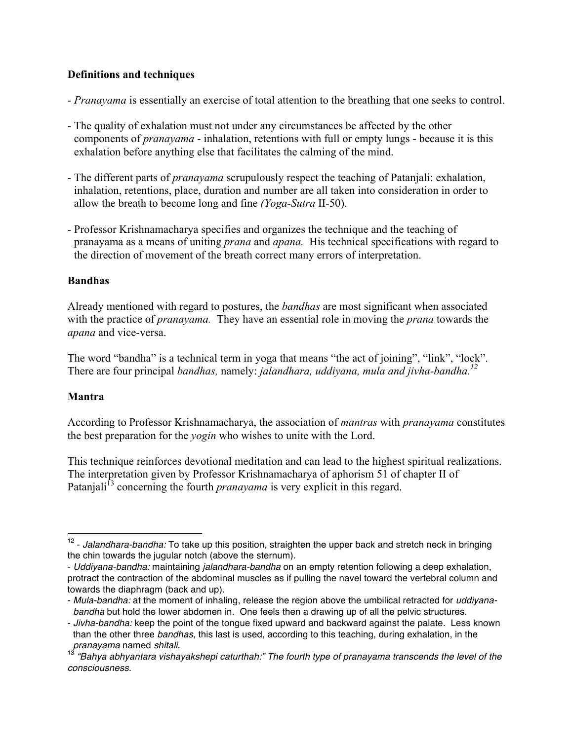**Definitions and techniques**

- *Pranayama* is essentially an exercise of total attention to the breathing that one seeks to control.

- The quality of exhalation must not under any circumstances be affected by the other components of *pranayama* - inhalation, retentions with full or empty lungs - because it is this exhalation before anything else that facilitates the calming of the mind.

- The different parts of *pranayama* scrupulously respect the teaching of Patanjali: exhalation, inhalation, retentions, place, duration and number are all taken into consideration in order to allow the breath to become long and fine *(Yoga-Sutra* II-50).

- Professor Krishnamacharya specifies and organizes the technique and the teaching of pranayama as a means of uniting *prana* and *apana.* His technical specifications with regard to the direction of movement of the breath correct many errors of interpretation.

**Bandhas**

Already mentioned with regard to postures, the *bandhas* are most significant when associated with the practice of *pranayama.* They have an essential role in moving the *prana* towards the *apana* and vice-versa.

The word "bandha" is a technical term in yoga that means "the act of joining", "link", "lock". There are four principal *bandhas,* namely: *jalandhara, uddiyana, mula and jivha-bandha.*[12]

**Mantra**

According to Professor Krishnamacharya, the association of *mantras* with *pranayama* constitutes the best preparation for the *yogin* who wishes to unite with the Lord.

This technique reinforces devotional meditation and can lead to the highest spiritual realizations. The interpretation given by Professor Krishnamacharya of aphorism 51 of chapter II of Patanjali[13] concerning the fourth *pranayama* is very explicit in this regard.

---

[12] - *Jalandhara-bandha:* To take up this position, straighten the upper back and stretch neck in bringing the chin towards the jugular notch (above the sternum).

- *Uddiyana-bandha:* maintaining *jalandhara-bandha* on an empty retention following a deep exhalation, protract the contraction of the abdominal muscles as if pulling the navel toward the vertebral column and towards the diaphragm (back and up).
- *Mula-bandha:* at the moment of inhaling, release the region above the umbilical retracted for *uddiyana-bandha* but hold the lower abdomen in. One feels then a drawing up of all the pelvic structures.
- *Jivha-bandha:* keep the point of the tongue fixed upward and backward against the palate. Less known than the other three *bandhas*, this last is used, according to this teaching, during exhalation, in the *pranayama* named *shitali.*

[13] *"Bahya abhyantara vishayakshepi caturthah:" The fourth type of pranayama transcends the level of the consciousness.*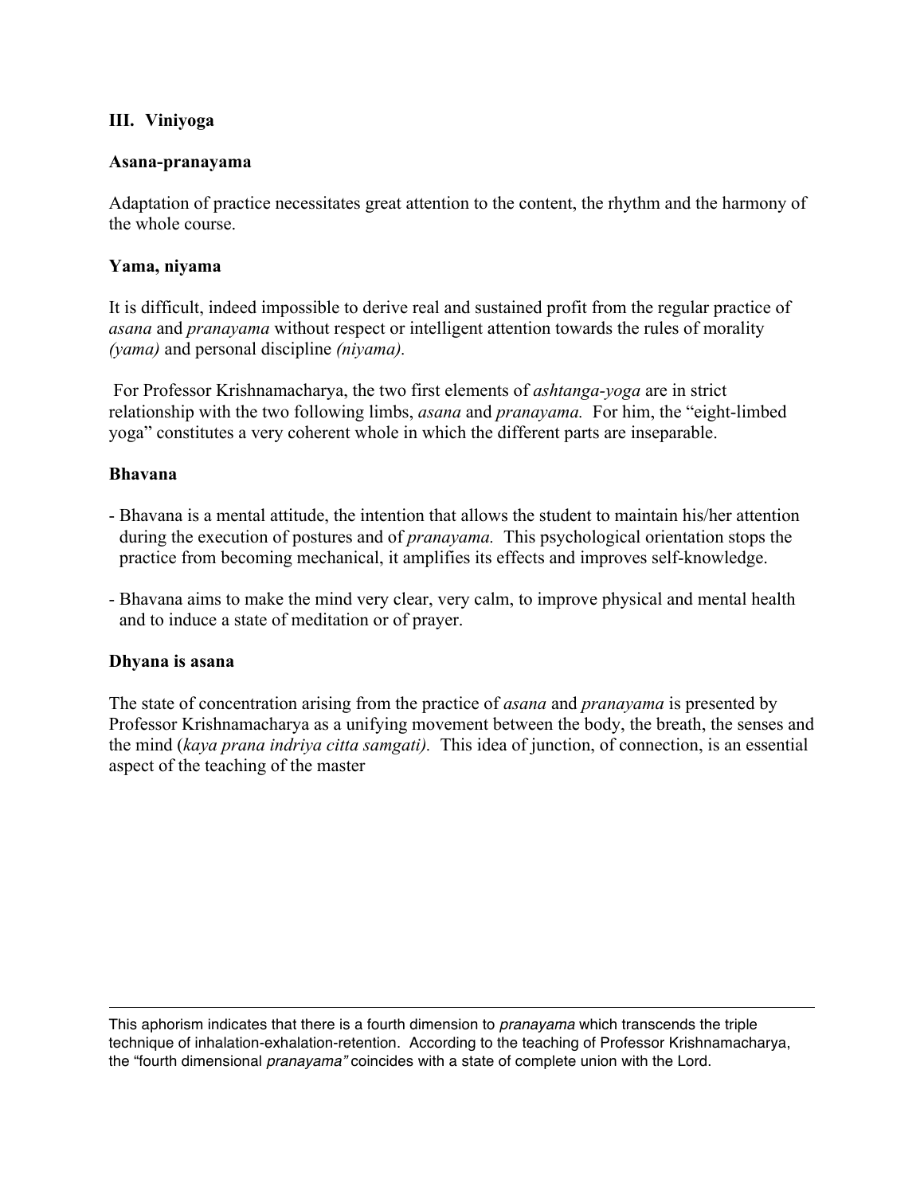## III. Viniyoga

### Asana-pranayama

Adaptation of practice necessitates great attention to the content, the rhythm and the harmony of the whole course.

### Yama, niyama

It is difficult, indeed impossible to derive real and sustained profit from the regular practice of *asana* and *pranayama* without respect or intelligent attention towards the rules of morality *(yama)* and personal discipline *(niyama).*

For Professor Krishnamacharya, the two first elements of *ashtanga-yoga* are in strict relationship with the two following limbs, *asana* and *pranayama.* For him, the "eight-limbed yoga" constitutes a very coherent whole in which the different parts are inseparable.

### Bhavana

- Bhavana is a mental attitude, the intention that allows the student to maintain his/her attention during the execution of postures and of *pranayama.* This psychological orientation stops the practice from becoming mechanical, it amplifies its effects and improves self-knowledge.

- Bhavana aims to make the mind very clear, very calm, to improve physical and mental health and to induce a state of meditation or of prayer.

### Dhyana is asana

The state of concentration arising from the practice of *asana* and *pranayama* is presented by Professor Krishnamacharya as a unifying movement between the body, the breath, the senses and the mind (*kaya prana indriya citta samgati).* This idea of junction, of connection, is an essential aspect of the teaching of the master

---

This aphorism indicates that there is a fourth dimension to *pranayama* which transcends the triple technique of inhalation-exhalation-retention. According to the teaching of Professor Krishnamacharya, the "fourth dimensional *pranayama"* coincides with a state of complete union with the Lord.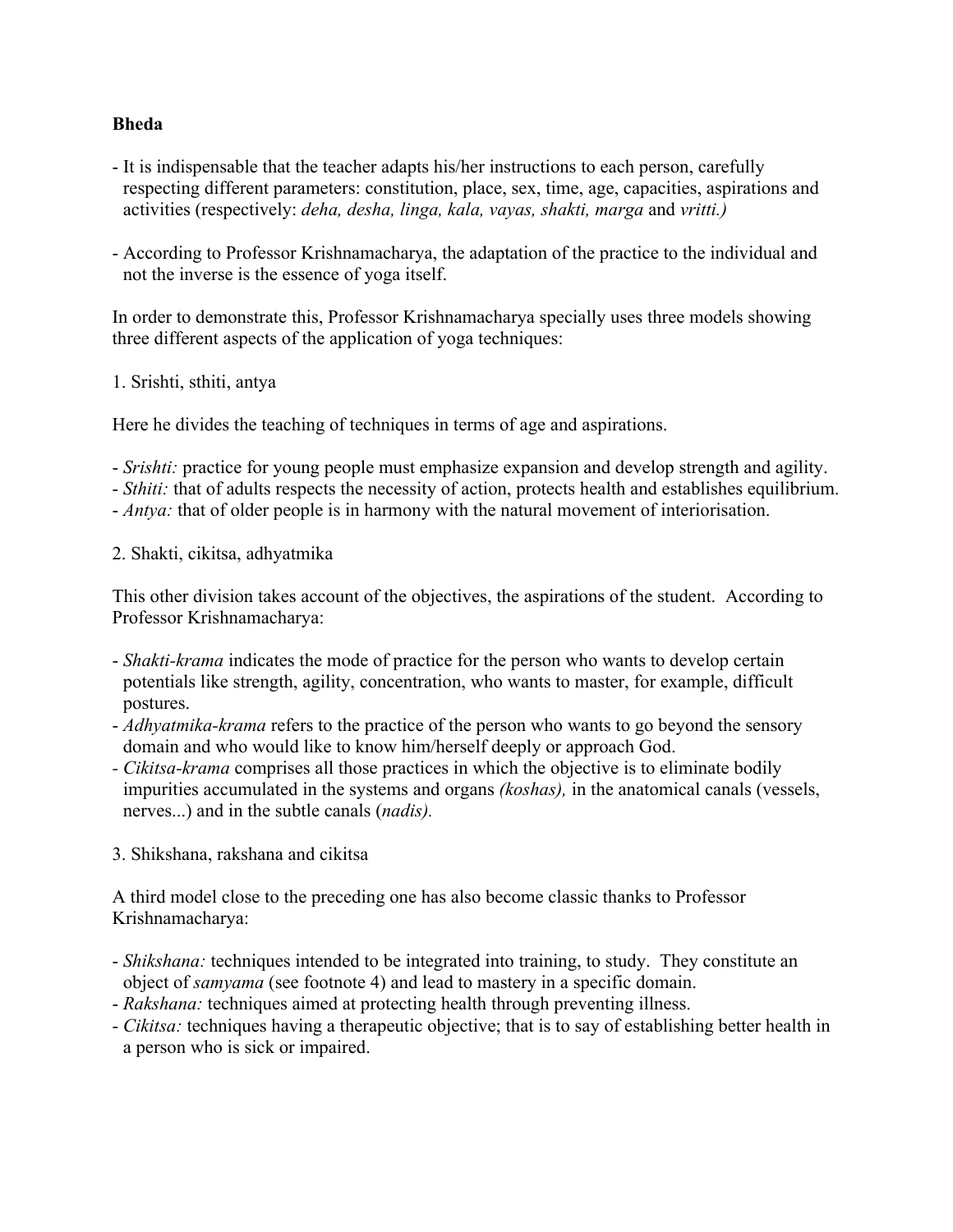**Bheda**

- It is indispensable that the teacher adapts his/her instructions to each person, carefully respecting different parameters: constitution, place, sex, time, age, capacities, aspirations and activities (respectively: *deha, desha, linga, kala, vayas, shakti, marga* and *vritti.)*

- According to Professor Krishnamacharya, the adaptation of the practice to the individual and not the inverse is the essence of yoga itself.

In order to demonstrate this, Professor Krishnamacharya specially uses three models showing three different aspects of the application of yoga techniques:

1. Srishti, sthiti, antya

Here he divides the teaching of techniques in terms of age and aspirations.

- *Srishti:* practice for young people must emphasize expansion and develop strength and agility.
- *Sthiti:* that of adults respects the necessity of action, protects health and establishes equilibrium.
- *Antya:* that of older people is in harmony with the natural movement of interiorisation.

2. Shakti, cikitsa, adhyatmika

This other division takes account of the objectives, the aspirations of the student. According to Professor Krishnamacharya:

- *Shakti-krama* indicates the mode of practice for the person who wants to develop certain potentials like strength, agility, concentration, who wants to master, for example, difficult postures.
- *Adhyatmika-krama* refers to the practice of the person who wants to go beyond the sensory domain and who would like to know him/herself deeply or approach God.
- *Cikitsa-krama* comprises all those practices in which the objective is to eliminate bodily impurities accumulated in the systems and organs *(koshas),* in the anatomical canals (vessels, nerves...) and in the subtle canals (*nadis).*

3. Shikshana, rakshana and cikitsa

A third model close to the preceding one has also become classic thanks to Professor Krishnamacharya:

- *Shikshana:* techniques intended to be integrated into training, to study. They constitute an object of *samyama* (see footnote 4) and lead to mastery in a specific domain.
- *Rakshana:* techniques aimed at protecting health through preventing illness.
- *Cikitsa:* techniques having a therapeutic objective; that is to say of establishing better health in a person who is sick or impaired.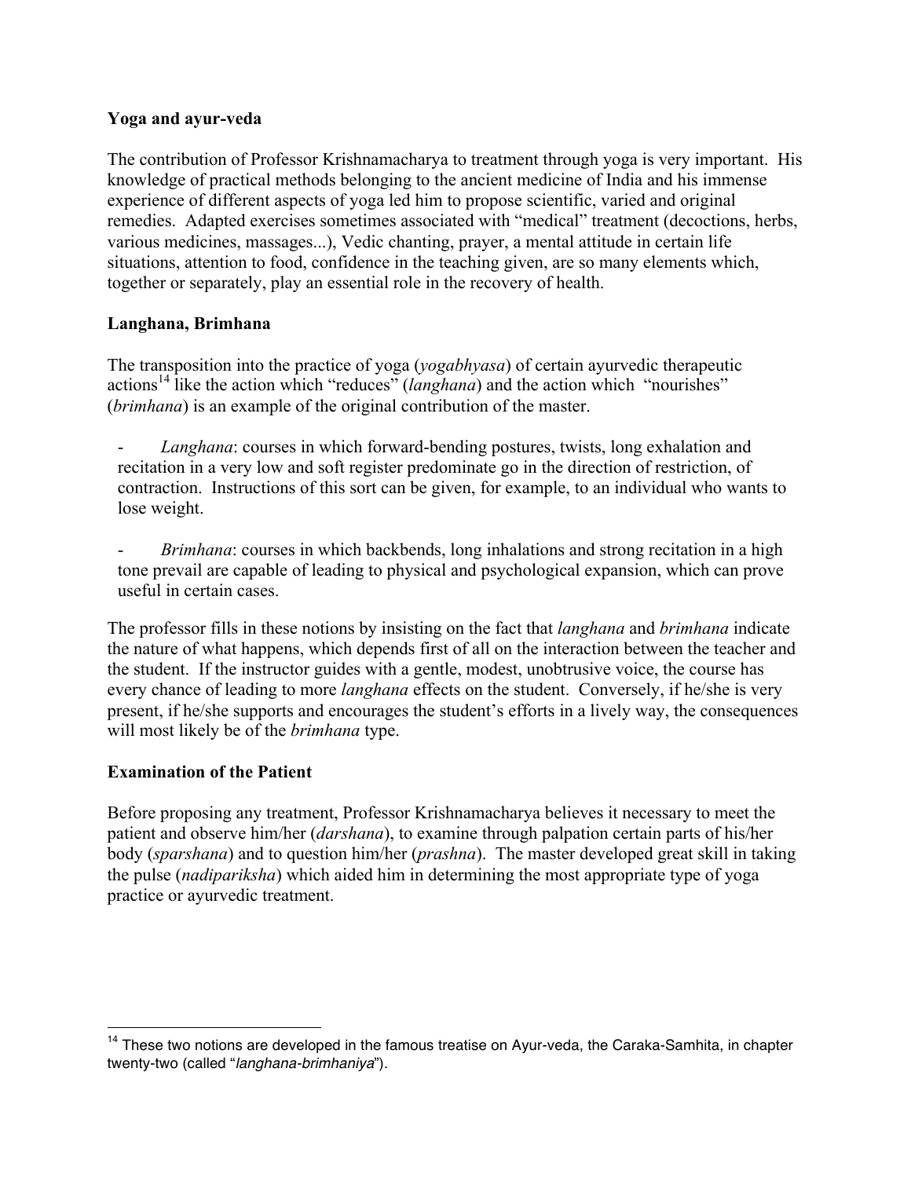**Yoga and ayur-veda**

The contribution of Professor Krishnamacharya to treatment through yoga is very important. His knowledge of practical methods belonging to the ancient medicine of India and his immense experience of different aspects of yoga led him to propose scientific, varied and original remedies. Adapted exercises sometimes associated with "medical" treatment (decoctions, herbs, various medicines, massages...), Vedic chanting, prayer, a mental attitude in certain life situations, attention to food, confidence in the teaching given, are so many elements which, together or separately, play an essential role in the recovery of health.

**Langhana, Brimhana**

The transposition into the practice of yoga (*yogabhyasa*) of certain ayurvedic therapeutic actions[14] like the action which "reduces" (*langhana*) and the action which "nourishes" (*brimhana*) is an example of the original contribution of the master.

- *Langhana*: courses in which forward-bending postures, twists, long exhalation and recitation in a very low and soft register predominate go in the direction of restriction, of contraction. Instructions of this sort can be given, for example, to an individual who wants to lose weight.

- *Brimhana*: courses in which backbends, long inhalations and strong recitation in a high tone prevail are capable of leading to physical and psychological expansion, which can prove useful in certain cases.

The professor fills in these notions by insisting on the fact that *langhana* and *brimhana* indicate the nature of what happens, which depends first of all on the interaction between the teacher and the student. If the instructor guides with a gentle, modest, unobtrusive voice, the course has every chance of leading to more *langhana* effects on the student. Conversely, if he/she is very present, if he/she supports and encourages the student's efforts in a lively way, the consequences will most likely be of the *brimhana* type.

**Examination of the Patient**

Before proposing any treatment, Professor Krishnamacharya believes it necessary to meet the patient and observe him/her (*darshana*), to examine through palpation certain parts of his/her body (*sparshana*) and to question him/her (*prashna*). The master developed great skill in taking the pulse (*nadipariksha*) which aided him in determining the most appropriate type of yoga practice or ayurvedic treatment.

---

[14] These two notions are developed in the famous treatise on Ayur-veda, the Caraka-Samhita, in chapter twenty-two (called "*langhana-brimhaniya*").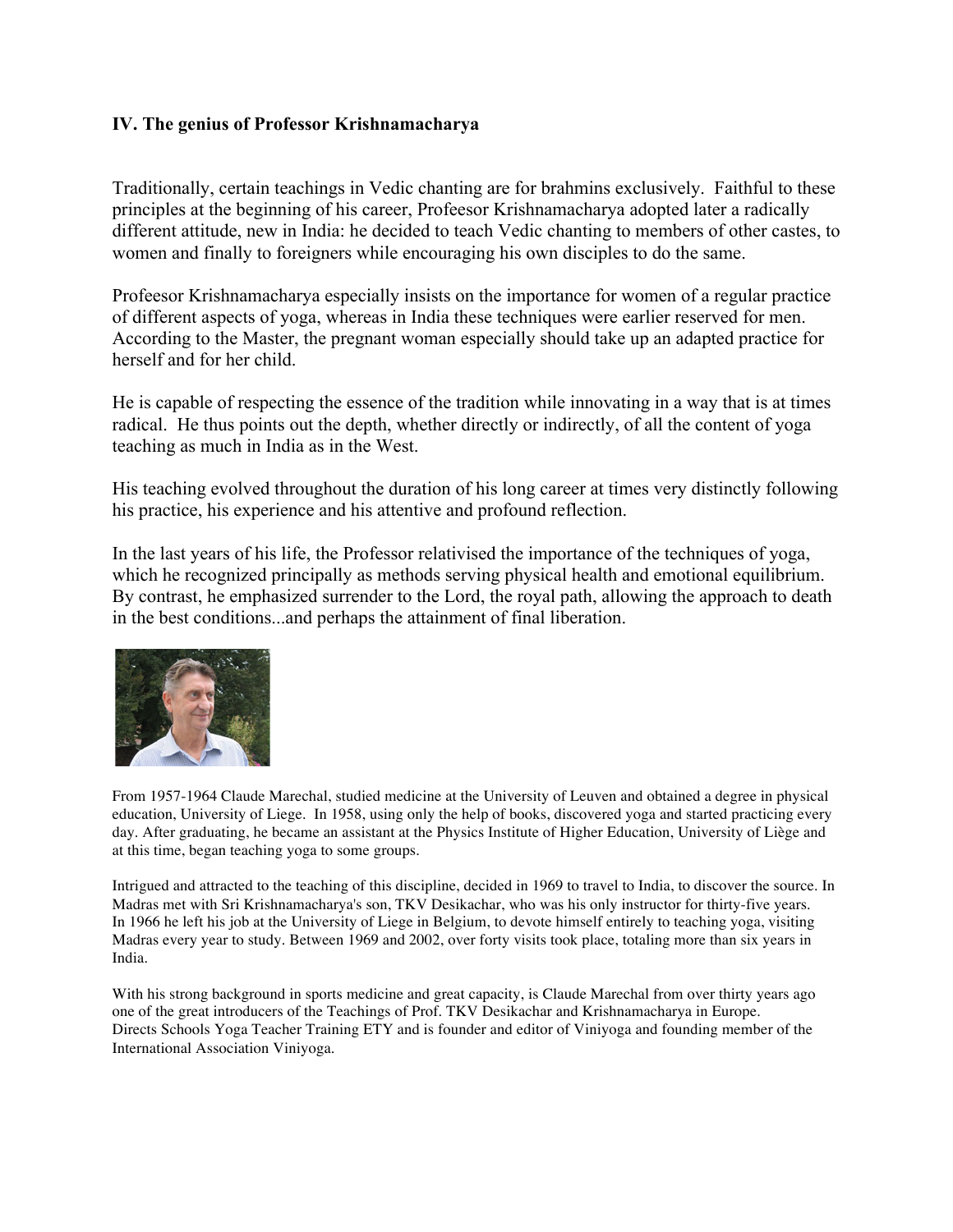### IV. The genius of Professor Krishnamacharya

Traditionally, certain teachings in Vedic chanting are for brahmins exclusively. Faithful to these principles at the beginning of his career, Profeesor Krishnamacharya adopted later a radically different attitude, new in India: he decided to teach Vedic chanting to members of other castes, to women and finally to foreigners while encouraging his own disciples to do the same.

Profeesor Krishnamacharya especially insists on the importance for women of a regular practice of different aspects of yoga, whereas in India these techniques were earlier reserved for men. According to the Master, the pregnant woman especially should take up an adapted practice for herself and for her child.

He is capable of respecting the essence of the tradition while innovating in a way that is at times radical. He thus points out the depth, whether directly or indirectly, of all the content of yoga teaching as much in India as in the West.

His teaching evolved throughout the duration of his long career at times very distinctly following his practice, his experience and his attentive and profound reflection.

In the last years of his life, the Professor relativised the importance of the techniques of yoga, which he recognized principally as methods serving physical health and emotional equilibrium. By contrast, he emphasized surrender to the Lord, the royal path, allowing the approach to death in the best conditions...and perhaps the attainment of final liberation.

From 1957-1964 Claude Marechal, studied medicine at the University of Leuven and obtained a degree in physical education, University of Liege. In 1958, using only the help of books, discovered yoga and started practicing every day. After graduating, he became an assistant at the Physics Institute of Higher Education, University of Liège and at this time, began teaching yoga to some groups.

Intrigued and attracted to the teaching of this discipline, decided in 1969 to travel to India, to discover the source. In Madras met with Sri Krishnamacharya's son, TKV Desikachar, who was his only instructor for thirty-five years. In 1966 he left his job at the University of Liege in Belgium, to devote himself entirely to teaching yoga, visiting Madras every year to study. Between 1969 and 2002, over forty visits took place, totaling more than six years in India.

With his strong background in sports medicine and great capacity, is Claude Marechal from over thirty years ago one of the great introducers of the Teachings of Prof. TKV Desikachar and Krishnamacharya in Europe. Directs Schools Yoga Teacher Training ETY and is founder and editor of Viniyoga and founding member of the International Association Viniyoga.